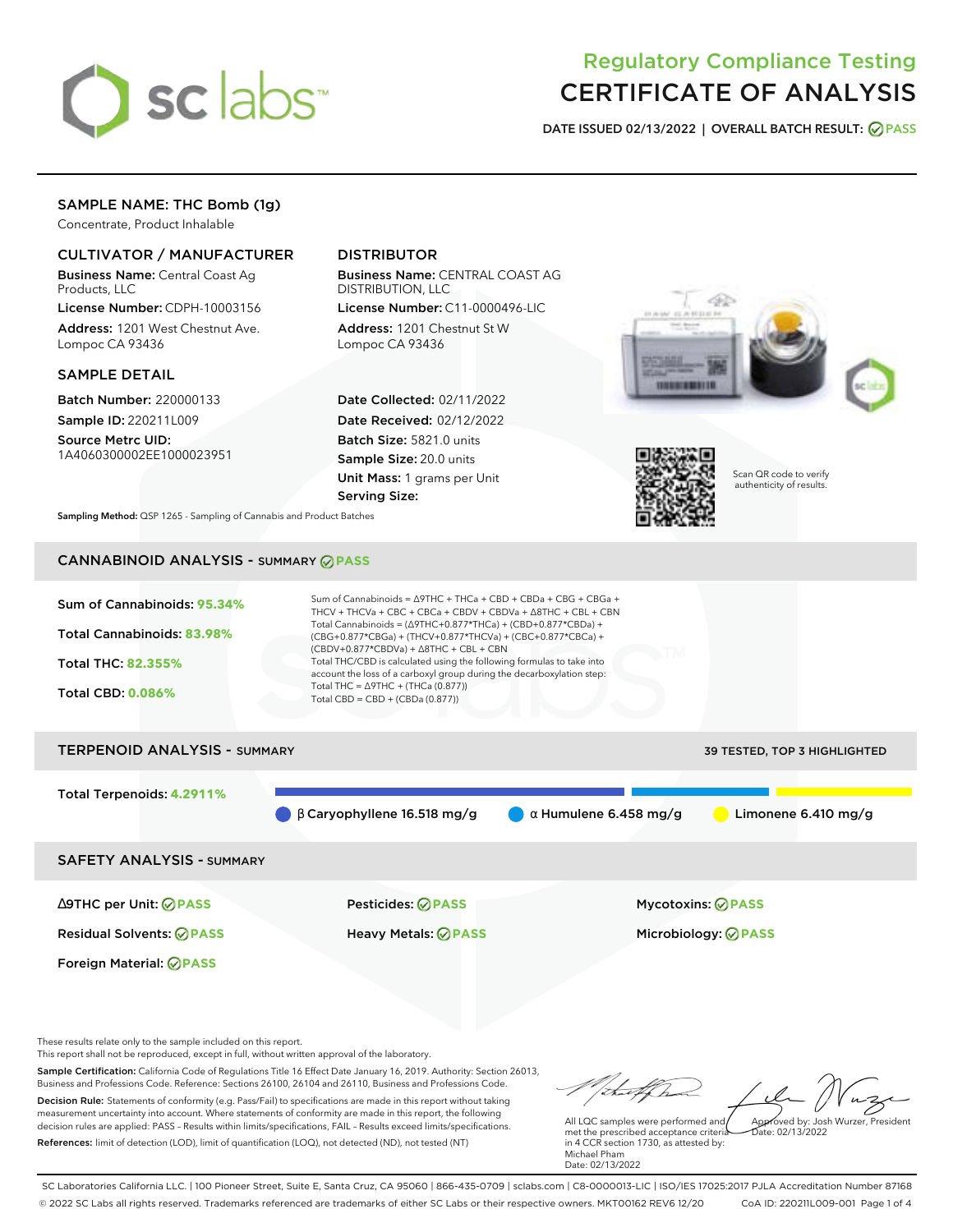# Regulatory Compliance Testing
# CERTIFICATE OF ANALYSIS

**DATE ISSUED** 02/13/2022 | **OVERALL BATCH RESULT:** PASS

## SAMPLE NAME: THC Bomb (1g)

Concentrate, Product Inhalable

### CULTIVATOR / MANUFACTURER

**Business Name:** Central Coast Ag Products, LLC

**License Number:** CDPH-10003156

**Address:** 1201 West Chestnut Ave. Lompoc CA 93436

### DISTRIBUTOR

**Business Name:** CENTRAL COAST AG DISTRIBUTION, LLC

**License Number:** C11-0000496-LIC

**Address:** 1201 Chestnut St W Lompoc CA 93436

### SAMPLE DETAIL

**Batch Number:** 220000133

**Sample ID:** 220211L009

**Source Metrc UID:** 1A4060300002EE1000023951

**Date Collected:** 02/11/2022

**Date Received:** 02/12/2022

**Batch Size:** 5821.0 units

**Sample Size:** 20.0 units

**Unit Mass:** 1 grams per Unit

**Serving Size:**

Scan QR code to verify authenticity of results.

**Sampling Method:** QSP 1265 - Sampling of Cannabis and Product Batches

## CANNABINOID ANALYSIS - SUMMARY PASS

**Sum of Cannabinoids:** 95.34%

**Total Cannabinoids:** 83.98%

**Total THC:** 82.355%

**Total CBD:** 0.086%

Sum of Cannabinoids = Δ9THC + THCa + CBD + CBDa + CBG + CBGa + THCV + THCVa + CBC + CBCa + CBDV + CBDVa + Δ8THC + CBL + CBN

Total Cannabinoids = (Δ9THC+0.877*THCa) + (CBD+0.877*CBDa) + (CBG+0.877*CBGa) + (THCV+0.877*THCVa) + (CBC+0.877*CBCa) + (CBDV+0.877*CBDVa) + Δ8THC + CBL + CBN

Total THC/CBD is calculated using the following formulas to take into account the loss of a carboxyl group during the decarboxylation step:

Total THC = Δ9THC + (THCa (0.877))

Total CBD = CBD + (CBDa (0.877))

## TERPENOID ANALYSIS - SUMMARY

39 TESTED, TOP 3 HIGHLIGHTED

**Total Terpenoids:** 4.2911%

β Caryophyllene 16.518 mg/g | α Humulene 6.458 mg/g | Limonene 6.410 mg/g

## SAFETY ANALYSIS - SUMMARY

| | | |
|---|---|---|
| Δ9THC per Unit: PASS | Pesticides: PASS | Mycotoxins: PASS |
| Residual Solvents: PASS | Heavy Metals: PASS | Microbiology: PASS |
| Foreign Material: PASS | | |

These results relate only to the sample included on this report.
This report shall not be reproduced, except in full, without written approval of the laboratory.

**Sample Certification:** California Code of Regulations Title 16 Effect Date January 16, 2019. Authority: Section 26013, Business and Professions Code. Reference: Sections 26100, 26104 and 26110, Business and Professions Code.

**Decision Rule:** Statements of conformity (e.g. Pass/Fail) to specifications are made in this report without taking measurement uncertainty into account. Where statements of conformity are made in this report, the following decision rules are applied: PASS – Results within limits/specifications, FAIL – Results exceed limits/specifications.

**References:** limit of detection (LOD), limit of quantification (LOQ), not detected (ND), not tested (NT)

All LQC samples were performed and met the prescribed acceptance criteria in 4 CCR section 1730, as attested by: Michael Pham
Date: 02/13/2022

Approved by: Josh Wurzer, President
Date: 02/13/2022

SC Laboratories California LLC. | 100 Pioneer Street, Suite E, Santa Cruz, CA 95060 | 866-435-0709 | sclabs.com | C8-0000013-LIC | ISO/IES 17025:2017 PJLA Accreditation Number 87168
© 2022 SC Labs all rights reserved. Trademarks referenced are trademarks of either SC Labs or their respective owners. MKT00162 REV6 12/20 CoA ID: 220211L009-001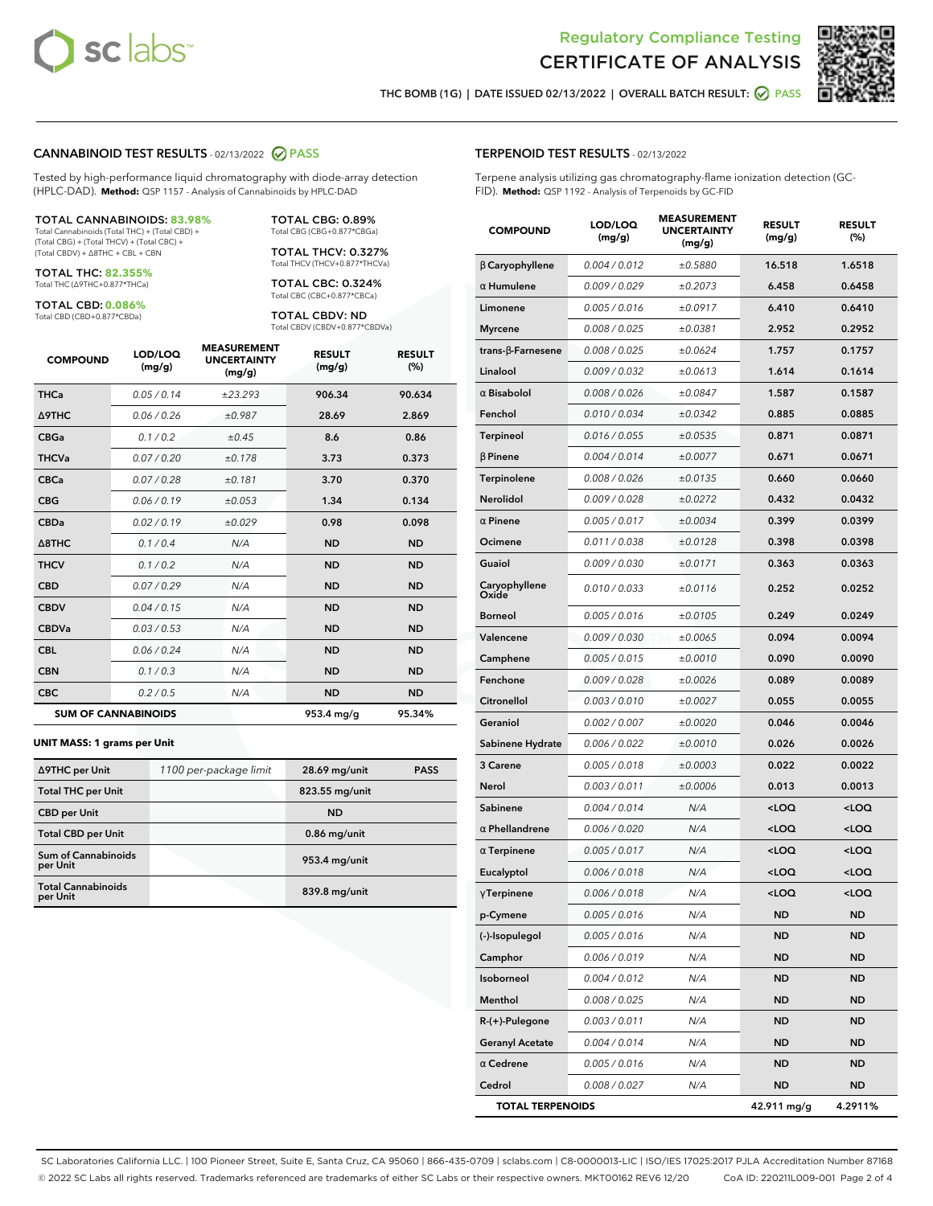# Regulatory Compliance Testing
# CERTIFICATE OF ANALYSIS

THC BOMB (1G) | DATE ISSUED 02/13/2022 | OVERALL BATCH RESULT: PASS

## CANNABINOID TEST RESULTS - 02/13/2022 PASS

Tested by high-performance liquid chromatography with diode-array detection (HPLC-DAD). **Method:** QSP 1157 - Analysis of Cannabinoids by HPLC-DAD

**TOTAL CANNABINOIDS: 83.98%**
Total Cannabinoids (Total THC) + (Total CBD) + (Total CBG) + (Total THCV) + (Total CBC) + (Total CBDV) + Δ8THC + CBL + CBN

**TOTAL THC: 82.355%**
Total THC (Δ9THC+0.877*THCa)

**TOTAL CBD: 0.086%**
Total CBD (CBD+0.877*CBDa)

**TOTAL CBG: 0.89%**
Total CBG (CBG+0.877*CBGa)

**TOTAL THCV: 0.327%**
Total THCV (THCV+0.877*THCVa)

**TOTAL CBC: 0.324%**
Total CBC (CBC+0.877*CBCa)

**TOTAL CBDV: ND**
Total CBDV (CBDV+0.877*CBDVa)

| COMPOUND | LOD/LOQ (mg/g) | MEASUREMENT UNCERTAINTY (mg/g) | RESULT (mg/g) | RESULT (%) |
|---|---|---|---|---|
| THCa | 0.05 / 0.14 | ±23.293 | 906.34 | 90.634 |
| Δ9THC | 0.06 / 0.26 | ±0.987 | 28.69 | 2.869 |
| CBGa | 0.1 / 0.2 | ±0.45 | 8.6 | 0.86 |
| THCVa | 0.07 / 0.20 | ±0.178 | 3.73 | 0.373 |
| CBCa | 0.07 / 0.28 | ±0.181 | 3.70 | 0.370 |
| CBG | 0.06 / 0.19 | ±0.053 | 1.34 | 0.134 |
| CBDa | 0.02 / 0.19 | ±0.029 | 0.98 | 0.098 |
| Δ8THC | 0.1 / 0.4 | N/A | ND | ND |
| THCV | 0.1 / 0.2 | N/A | ND | ND |
| CBD | 0.07 / 0.29 | N/A | ND | ND |
| CBDV | 0.04 / 0.15 | N/A | ND | ND |
| CBDVa | 0.03 / 0.53 | N/A | ND | ND |
| CBL | 0.06 / 0.24 | N/A | ND | ND |
| CBN | 0.1 / 0.3 | N/A | ND | ND |
| CBC | 0.2 / 0.5 | N/A | ND | ND |
| **SUM OF CANNABINOIDS** | | | 953.4 mg/g | 95.34% |

**UNIT MASS: 1 grams per Unit**

| | | | |
|---|---|---|---|
| Δ9THC per Unit | 1100 per-package limit | 28.69 mg/unit | PASS |
| Total THC per Unit | | 823.55 mg/unit | |
| CBD per Unit | | ND | |
| Total CBD per Unit | | 0.86 mg/unit | |
| Sum of Cannabinoids per Unit | | 953.4 mg/unit | |
| Total Cannabinoids per Unit | | 839.8 mg/unit | |

## TERPENOID TEST RESULTS - 02/13/2022

Terpene analysis utilizing gas chromatography-flame ionization detection (GC-FID). **Method:** QSP 1192 - Analysis of Terpenoids by GC-FID

| COMPOUND | LOD/LOQ (mg/g) | MEASUREMENT UNCERTAINTY (mg/g) | RESULT (mg/g) | RESULT (%) |
|---|---|---|---|---|
| β Caryophyllene | 0.004 / 0.012 | ±0.5880 | 16.518 | 1.6518 |
| α Humulene | 0.009 / 0.029 | ±0.2073 | 6.458 | 0.6458 |
| Limonene | 0.005 / 0.016 | ±0.0917 | 6.410 | 0.6410 |
| Myrcene | 0.008 / 0.025 | ±0.0381 | 2.952 | 0.2952 |
| trans-β-Farnesene | 0.008 / 0.025 | ±0.0624 | 1.757 | 0.1757 |
| Linalool | 0.009 / 0.032 | ±0.0613 | 1.614 | 0.1614 |
| α Bisabolol | 0.008 / 0.026 | ±0.0847 | 1.587 | 0.1587 |
| Fenchol | 0.010 / 0.034 | ±0.0342 | 0.885 | 0.0885 |
| Terpineol | 0.016 / 0.055 | ±0.0535 | 0.871 | 0.0871 |
| β Pinene | 0.004 / 0.014 | ±0.0077 | 0.671 | 0.0671 |
| Terpinolene | 0.008 / 0.026 | ±0.0135 | 0.660 | 0.0660 |
| Nerolidol | 0.009 / 0.028 | ±0.0272 | 0.432 | 0.0432 |
| α Pinene | 0.005 / 0.017 | ±0.0034 | 0.399 | 0.0399 |
| Ocimene | 0.011 / 0.038 | ±0.0128 | 0.398 | 0.0398 |
| Guaiol | 0.009 / 0.030 | ±0.0171 | 0.363 | 0.0363 |
| Caryophyllene Oxide | 0.010 / 0.033 | ±0.0116 | 0.252 | 0.0252 |
| Borneol | 0.005 / 0.016 | ±0.0105 | 0.249 | 0.0249 |
| Valencene | 0.009 / 0.030 | ±0.0065 | 0.094 | 0.0094 |
| Camphene | 0.005 / 0.015 | ±0.0010 | 0.090 | 0.0090 |
| Fenchone | 0.009 / 0.028 | ±0.0026 | 0.089 | 0.0089 |
| Citronellol | 0.003 / 0.010 | ±0.0027 | 0.055 | 0.0055 |
| Geraniol | 0.002 / 0.007 | ±0.0020 | 0.046 | 0.0046 |
| Sabinene Hydrate | 0.006 / 0.022 | ±0.0010 | 0.026 | 0.0026 |
| 3 Carene | 0.005 / 0.018 | ±0.0003 | 0.022 | 0.0022 |
| Nerol | 0.003 / 0.011 | ±0.0006 | 0.013 | 0.0013 |
| Sabinene | 0.004 / 0.014 | N/A | <LOQ | <LOQ |
| α Phellandrene | 0.006 / 0.020 | N/A | <LOQ | <LOQ |
| α Terpinene | 0.005 / 0.017 | N/A | <LOQ | <LOQ |
| Eucalyptol | 0.006 / 0.018 | N/A | <LOQ | <LOQ |
| γTerpinene | 0.006 / 0.018 | N/A | <LOQ | <LOQ |
| p-Cymene | 0.005 / 0.016 | N/A | ND | ND |
| (-)-Isopulegol | 0.005 / 0.016 | N/A | ND | ND |
| Camphor | 0.006 / 0.019 | N/A | ND | ND |
| Isoborneol | 0.004 / 0.012 | N/A | ND | ND |
| Menthol | 0.008 / 0.025 | N/A | ND | ND |
| R-(+)-Pulegone | 0.003 / 0.011 | N/A | ND | ND |
| Geranyl Acetate | 0.004 / 0.014 | N/A | ND | ND |
| α Cedrene | 0.005 / 0.016 | N/A | ND | ND |
| Cedrol | 0.008 / 0.027 | N/A | ND | ND |
| **TOTAL TERPENOIDS** | | | 42.911 mg/g | 4.2911% |

SC Laboratories California LLC. | 100 Pioneer Street, Suite E, Santa Cruz, CA 95060 | 866-435-0709 | sclabs.com | C8-0000013-LIC | ISO/IES 17025:2017 PJLA Accreditation Number 87168
© 2022 SC Labs all rights reserved. Trademarks referenced are trademarks of either SC Labs or their respective owners. MKT00162 REV6 12/20 CoA ID: 220211L009-001